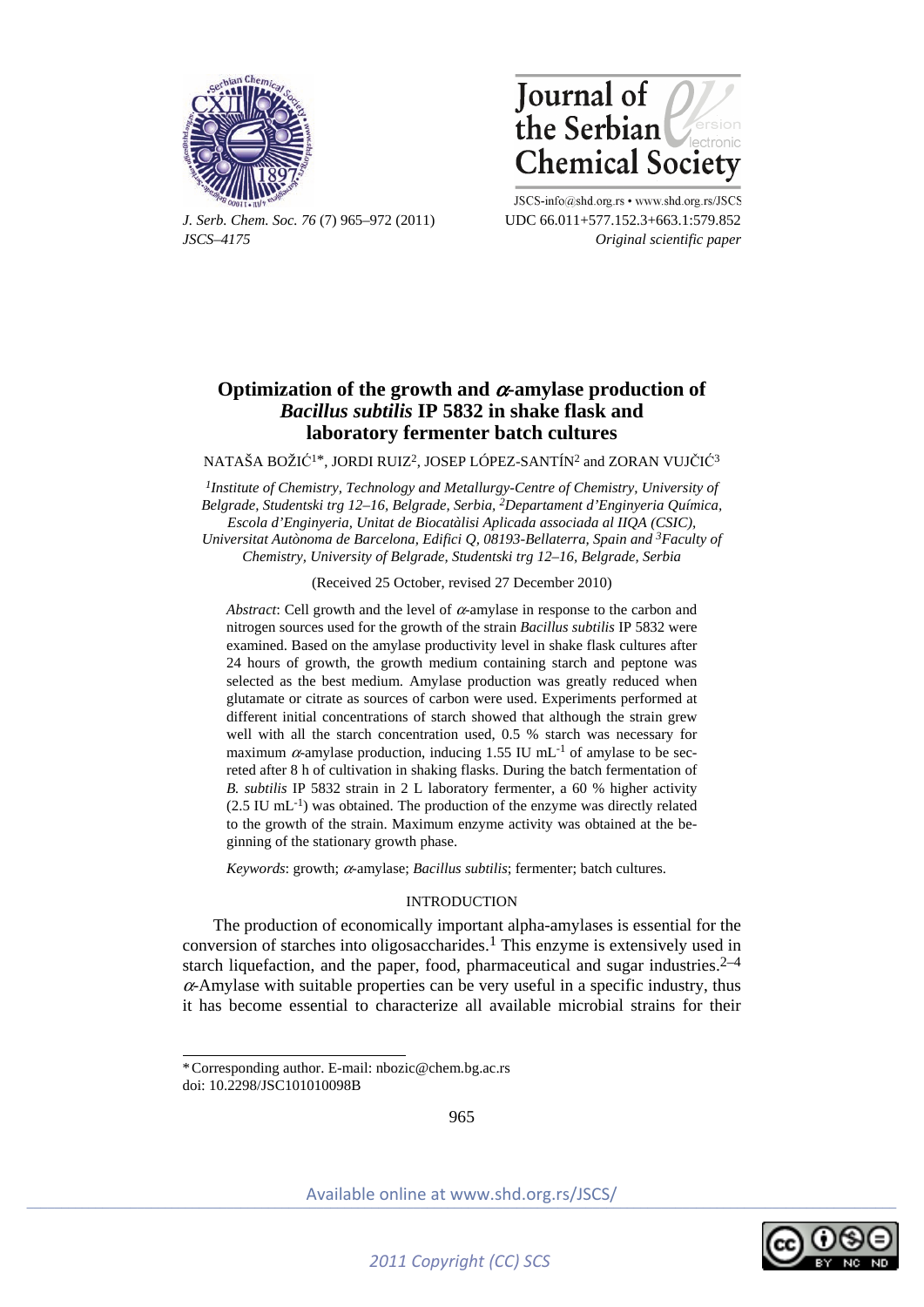# Optimization of the growth and α-amylase production of *Bacillus subtilis* IP 5832 in shake flask and laboratory fermenter batch cultures

NATAŠA BOŽIĆ[1]*, JORDI RUIZ[2], JOSEP LÓPEZ-SANTÍN[2] and ZORAN VUJČIĆ[3]

[1]*Institute of Chemistry, Technology and Metallurgy-Centre of Chemistry, University of Belgrade, Studentski trg 12–16, Belgrade, Serbia,* [2]*Departament d'Enginyeria Química, Escola d'Enginyeria, Unitat de Biocatàlisi Aplicada associada al IIQA (CSIC), Universitat Autònoma de Barcelona, Edifici Q, 08193-Bellaterra, Spain and* [3]*Faculty of Chemistry, University of Belgrade, Studentski trg 12–16, Belgrade, Serbia*

(Received 25 October, revised 27 December 2010)

*Abstract*: Cell growth and the level of α-amylase in response to the carbon and nitrogen sources used for the growth of the strain *Bacillus subtilis* IP 5832 were examined. Based on the amylase productivity level in shake flask cultures after 24 hours of growth, the growth medium containing starch and peptone was selected as the best medium. Amylase production was greatly reduced when glutamate or citrate as sources of carbon were used. Experiments performed at different initial concentrations of starch showed that although the strain grew well with all the starch concentration used, 0.5 % starch was necessary for maximum α-amylase production, inducing 1.55 IU $mL^{-1}$ of amylase to be secreted after 8 h of cultivation in shaking flasks. During the batch fermentation of *B. subtilis* IP 5832 strain in 2 L laboratory fermenter, a 60 % higher activity (2.5 IU $mL^{-1}$) was obtained. The production of the enzyme was directly related to the growth of the strain. Maximum enzyme activity was obtained at the beginning of the stationary growth phase.

*Keywords*: growth; α-amylase; *Bacillus subtilis*; fermenter; batch cultures.

## INTRODUCTION

The production of economically important alpha-amylases is essential for the conversion of starches into oligosaccharides.[1] This enzyme is extensively used in starch liquefaction, and the paper, food, pharmaceutical and sugar industries.[2–4] α-Amylase with suitable properties can be very useful in a specific industry, thus it has become essential to characterize all available microbial strains for their

\* Corresponding author. E-mail: nbozic@chem.bg.ac.rs
doi: 10.2298/JSC101010098B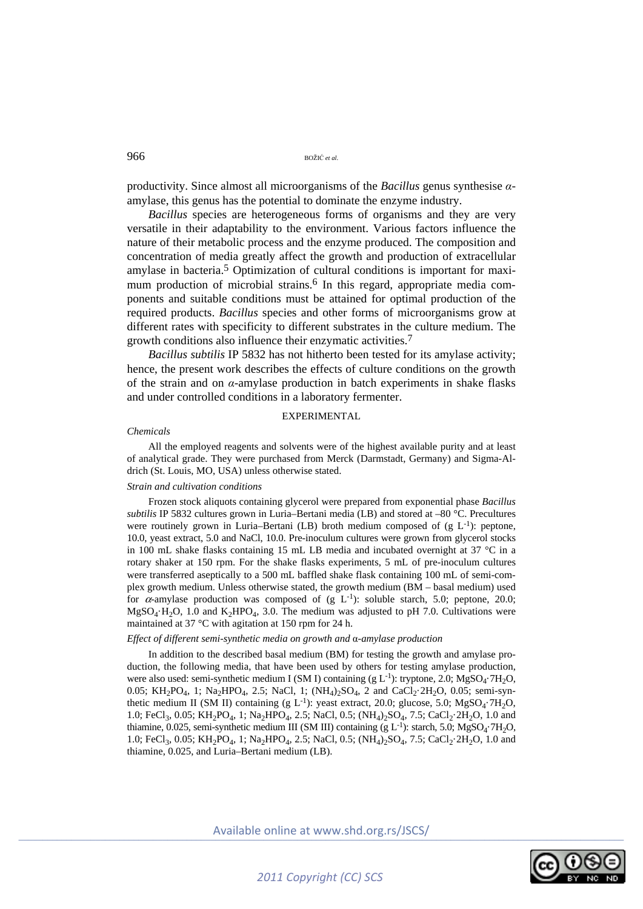productivity. Since almost all microorganisms of the *Bacillus* genus synthesise $\alpha$-amylase, this genus has the potential to dominate the enzyme industry.

*Bacillus* species are heterogeneous forms of organisms and they are very versatile in their adaptability to the environment. Various factors influence the nature of their metabolic process and the enzyme produced. The composition and concentration of media greatly affect the growth and production of extracellular amylase in bacteria.[5] Optimization of cultural conditions is important for maximum production of microbial strains.[6] In this regard, appropriate media components and suitable conditions must be attained for optimal production of the required products. *Bacillus* species and other forms of microorganisms grow at different rates with specificity to different substrates in the culture medium. The growth conditions also influence their enzymatic activities.[7]

*Bacillus subtilis* IP 5832 has not hitherto been tested for its amylase activity; hence, the present work describes the effects of culture conditions on the growth of the strain and on $\alpha$-amylase production in batch experiments in shake flasks and under controlled conditions in a laboratory fermenter.

## EXPERIMENTAL

### *Chemicals*

All the employed reagents and solvents were of the highest available purity and at least of analytical grade. They were purchased from Merck (Darmstadt, Germany) and Sigma-Aldrich (St. Louis, MO, USA) unless otherwise stated.

### *Strain and cultivation conditions*

Frozen stock aliquots containing glycerol were prepared from exponential phase *Bacillus subtilis* IP 5832 cultures grown in Luria–Bertani media (LB) and stored at –80 °C. Precultures were routinely grown in Luria–Bertani (LB) broth medium composed of (g $L^{-1}$): peptone, 10.0, yeast extract, 5.0 and NaCl, 10.0. Pre-inoculum cultures were grown from glycerol stocks in 100 mL shake flasks containing 15 mL LB media and incubated overnight at 37 °C in a rotary shaker at 150 rpm. For the shake flasks experiments, 5 mL of pre-inoculum cultures were transferred aseptically to a 500 mL baffled shake flask containing 100 mL of semi-complex growth medium. Unless otherwise stated, the growth medium (BM – basal medium) used for $\alpha$-amylase production was composed of (g $L^{-1}$): soluble starch, 5.0; peptone, 20.0; $MgSO_4 \cdot H_2O$, 1.0 and $K_2HPO_4$, 3.0. The medium was adjusted to pH 7.0. Cultivations were maintained at 37 °C with agitation at 150 rpm for 24 h.

### *Effect of different semi-synthetic media on growth and* $\alpha$*-amylase production*

In addition to the described basal medium (BM) for testing the growth and amylase production, the following media, that have been used by others for testing amylase production, were also used: semi-synthetic medium I (SM I) containing (g $L^{-1}$): tryptone, 2.0; $MgSO_4 \cdot 7H_2O$, 0.05; $KH_2PO_4$, 1; $Na_2HPO_4$, 2.5; NaCl, 1; $(NH_4)_2SO_4$, 2 and $CaCl_2 \cdot 2H_2O$, 0.05; semi-synthetic medium II (SM II) containing (g $L^{-1}$): yeast extract, 20.0; glucose, 5.0; $MgSO_4 \cdot 7H_2O$, 1.0; $FeCl_3$, 0.05; $KH_2PO_4$, 1; $Na_2HPO_4$, 2.5; NaCl, 0.5; $(NH_4)_2SO_4$, 7.5; $CaCl_2 \cdot 2H_2O$, 1.0 and thiamine, 0.025, semi-synthetic medium III (SM III) containing (g $L^{-1}$): starch, 5.0; $MgSO_4 \cdot 7H_2O$, 1.0; $FeCl_3$, 0.05; $KH_2PO_4$, 1; $Na_2HPO_4$, 2.5; NaCl, 0.5; $(NH_4)_2SO_4$, 7.5; $CaCl_2 \cdot 2H_2O$, 1.0 and thiamine, 0.025, and Luria–Bertani medium (LB).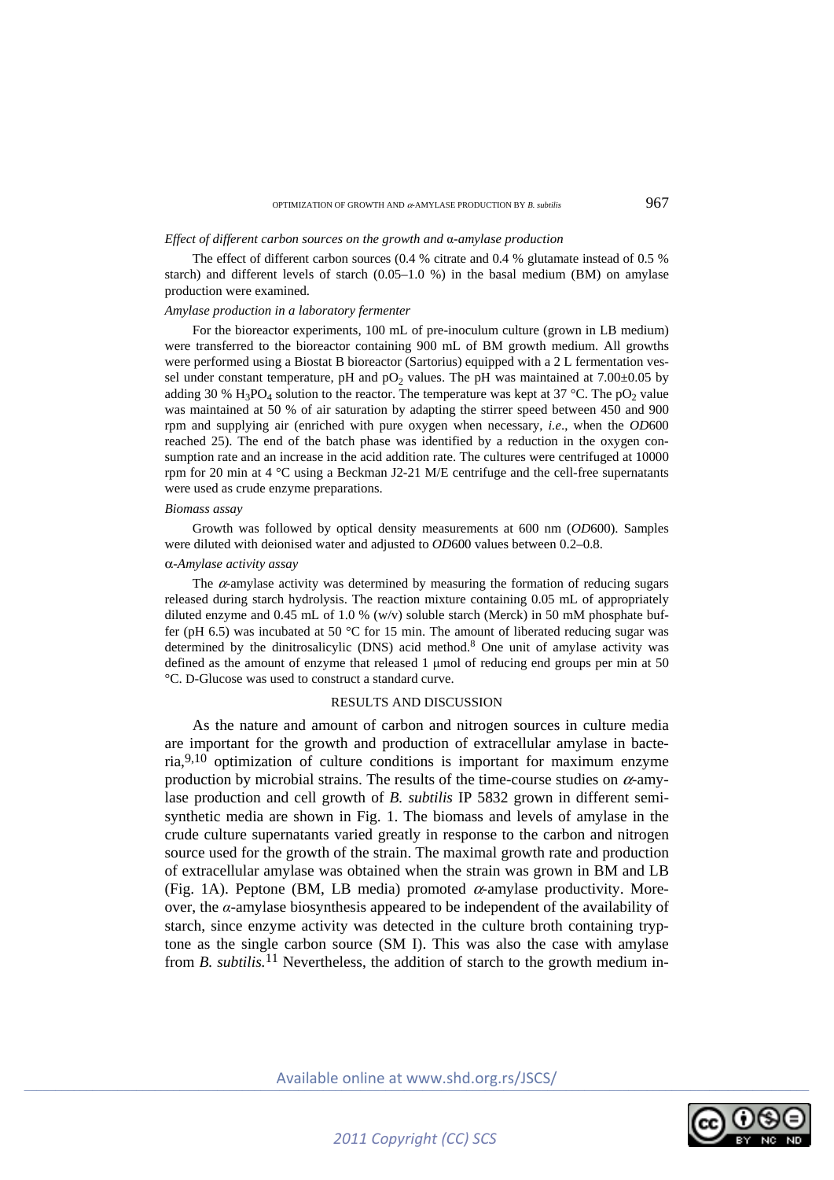### *Effect of different carbon sources on the growth and α-amylase production*

The effect of different carbon sources (0.4 % citrate and 0.4 % glutamate instead of 0.5 % starch) and different levels of starch (0.05–1.0 %) in the basal medium (BM) on amylase production were examined.

### *Amylase production in a laboratory fermenter*

For the bioreactor experiments, 100 mL of pre-inoculum culture (grown in LB medium) were transferred to the bioreactor containing 900 mL of BM growth medium. All growths were performed using a Biostat B bioreactor (Sartorius) equipped with a 2 L fermentation vessel under constant temperature, pH and $pO_2$ values. The pH was maintained at 7.00±0.05 by adding 30 % $H_3PO_4$ solution to the reactor. The temperature was kept at 37 °C. The $pO_2$ value was maintained at 50 % of air saturation by adapting the stirrer speed between 450 and 900 rpm and supplying air (enriched with pure oxygen when necessary, *i.e.*, when the *OD*600 reached 25). The end of the batch phase was identified by a reduction in the oxygen consumption rate and an increase in the acid addition rate. The cultures were centrifuged at 10000 rpm for 20 min at 4 °C using a Beckman J2-21 M/E centrifuge and the cell-free supernatants were used as crude enzyme preparations.

### *Biomass assay*

Growth was followed by optical density measurements at 600 nm (*OD*600). Samples were diluted with deionised water and adjusted to *OD*600 values between 0.2–0.8.

### *α-Amylase activity assay*

The α-amylase activity was determined by measuring the formation of reducing sugars released during starch hydrolysis. The reaction mixture containing 0.05 mL of appropriately diluted enzyme and 0.45 mL of 1.0 % (w/v) soluble starch (Merck) in 50 mM phosphate buffer (pH 6.5) was incubated at 50 °C for 15 min. The amount of liberated reducing sugar was determined by the dinitrosalicylic (DNS) acid method.[8] One unit of amylase activity was defined as the amount of enzyme that released 1 μmol of reducing end groups per min at 50 °C. D-Glucose was used to construct a standard curve.

## RESULTS AND DISCUSSION

As the nature and amount of carbon and nitrogen sources in culture media are important for the growth and production of extracellular amylase in bacteria,[9,10] optimization of culture conditions is important for maximum enzyme production by microbial strains. The results of the time-course studies on α-amylase production and cell growth of *B. subtilis* IP 5832 grown in different semi-synthetic media are shown in Fig. 1. The biomass and levels of amylase in the crude culture supernatants varied greatly in response to the carbon and nitrogen source used for the growth of the strain. The maximal growth rate and production of extracellular amylase was obtained when the strain was grown in BM and LB (Fig. 1A). Peptone (BM, LB media) promoted α-amylase productivity. Moreover, the α-amylase biosynthesis appeared to be independent of the availability of starch, since enzyme activity was detected in the culture broth containing tryptone as the single carbon source (SM I). This was also the case with amylase from *B. subtilis.*[11] Nevertheless, the addition of starch to the growth medium in-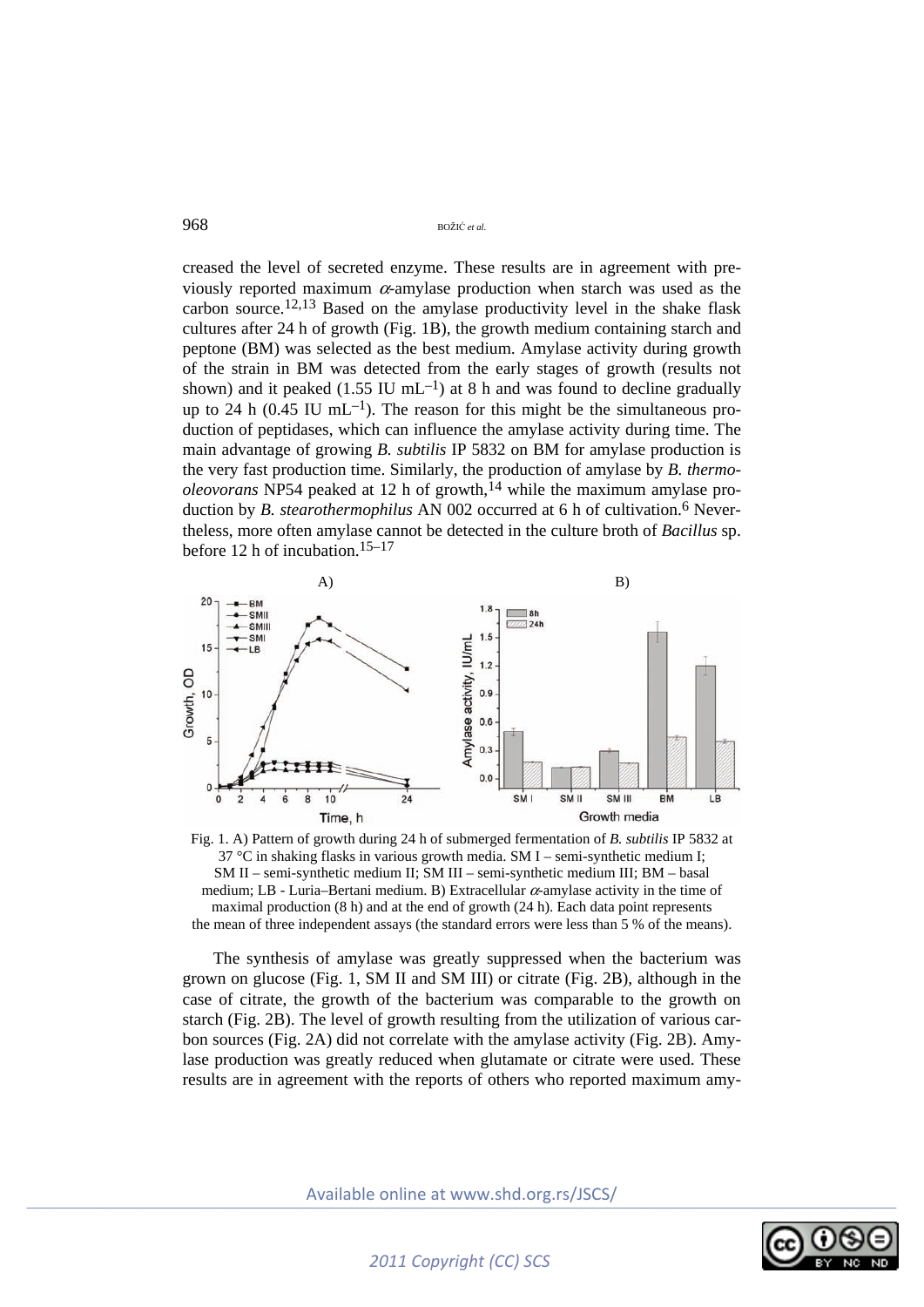creased the level of secreted enzyme. These results are in agreement with previously reported maximum α-amylase production when starch was used as the carbon source.[12,13] Based on the amylase productivity level in the shake flask cultures after 24 h of growth (Fig. 1B), the growth medium containing starch and peptone (BM) was selected as the best medium. Amylase activity during growth of the strain in BM was detected from the early stages of growth (results not shown) and it peaked (1.55 IU $mL^{-1}$) at 8 h and was found to decline gradually up to 24 h (0.45 IU $mL^{-1}$). The reason for this might be the simultaneous production of peptidases, which can influence the amylase activity during time. The main advantage of growing *B. subtilis* IP 5832 on BM for amylase production is the very fast production time. Similarly, the production of amylase by *B. thermooleovorans* NP54 peaked at 12 h of growth,[14] while the maximum amylase production by *B. stearothermophilus* AN 002 occurred at 6 h of cultivation.[6] Nevertheless, more often amylase cannot be detected in the culture broth of *Bacillus* sp. before 12 h of incubation.[15–17]

Fig. 1. A) Pattern of growth during 24 h of submerged fermentation of *B. subtilis* IP 5832 at 37 °C in shaking flasks in various growth media. SM I – semi-synthetic medium I; SM II – semi-synthetic medium II; SM III – semi-synthetic medium III; BM – basal medium; LB - Luria–Bertani medium. B) Extracellular α-amylase activity in the time of maximal production (8 h) and at the end of growth (24 h). Each data point represents the mean of three independent assays (the standard errors were less than 5 % of the means).

The synthesis of amylase was greatly suppressed when the bacterium was grown on glucose (Fig. 1, SM II and SM III) or citrate (Fig. 2B), although in the case of citrate, the growth of the bacterium was comparable to the growth on starch (Fig. 2B). The level of growth resulting from the utilization of various carbon sources (Fig. 2A) did not correlate with the amylase activity (Fig. 2B). Amylase production was greatly reduced when glutamate or citrate were used. These results are in agreement with the reports of others who reported maximum amy-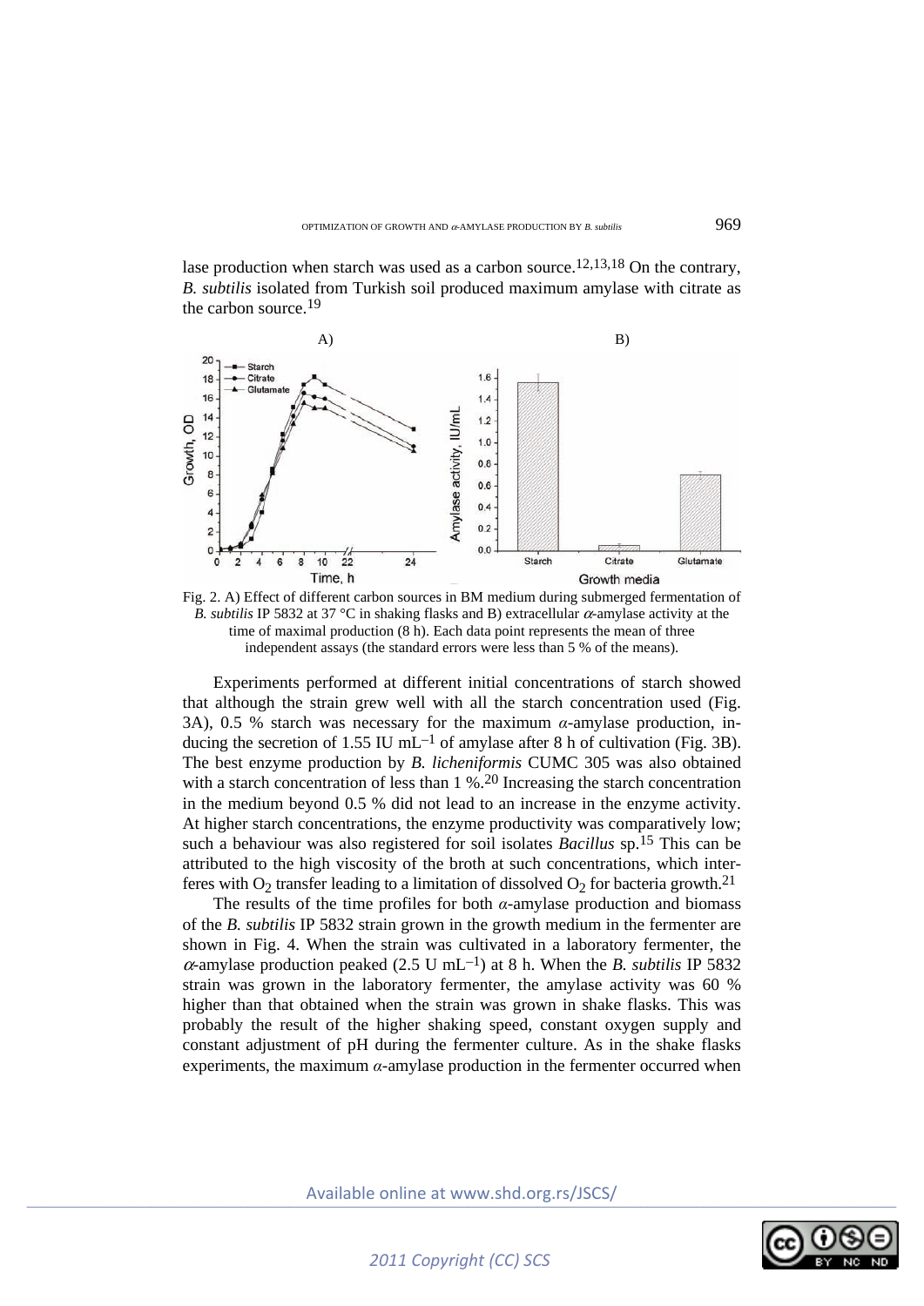lase production when starch was used as a carbon source.[12,13,18] On the contrary, *B. subtilis* isolated from Turkish soil produced maximum amylase with citrate as the carbon source.[19]

Fig. 2. A) Effect of different carbon sources in BM medium during submerged fermentation of *B. subtilis* IP 5832 at 37 °C in shaking flasks and B) extracellular $\alpha$-amylase activity at the time of maximal production (8 h). Each data point represents the mean of three independent assays (the standard errors were less than 5 % of the means).

Experiments performed at different initial concentrations of starch showed that although the strain grew well with all the starch concentration used (Fig. 3A), 0.5 % starch was necessary for the maximum $\alpha$-amylase production, inducing the secretion of 1.55 IU $mL^{-1}$ of amylase after 8 h of cultivation (Fig. 3B). The best enzyme production by *B. licheniformis* CUMC 305 was also obtained with a starch concentration of less than 1 %.[20] Increasing the starch concentration in the medium beyond 0.5 % did not lead to an increase in the enzyme activity. At higher starch concentrations, the enzyme productivity was comparatively low; such a behaviour was also registered for soil isolates *Bacillus* sp.[15] This can be attributed to the high viscosity of the broth at such concentrations, which interferes with $O_2$ transfer leading to a limitation of dissolved $O_2$ for bacteria growth.[21]

The results of the time profiles for both $\alpha$-amylase production and biomass of the *B. subtilis* IP 5832 strain grown in the growth medium in the fermenter are shown in Fig. 4. When the strain was cultivated in a laboratory fermenter, the $\alpha$-amylase production peaked (2.5 U $mL^{-1}$) at 8 h. When the *B. subtilis* IP 5832 strain was grown in the laboratory fermenter, the amylase activity was 60 % higher than that obtained when the strain was grown in shake flasks. This was probably the result of the higher shaking speed, constant oxygen supply and constant adjustment of pH during the fermenter culture. As in the shake flasks experiments, the maximum $\alpha$-amylase production in the fermenter occurred when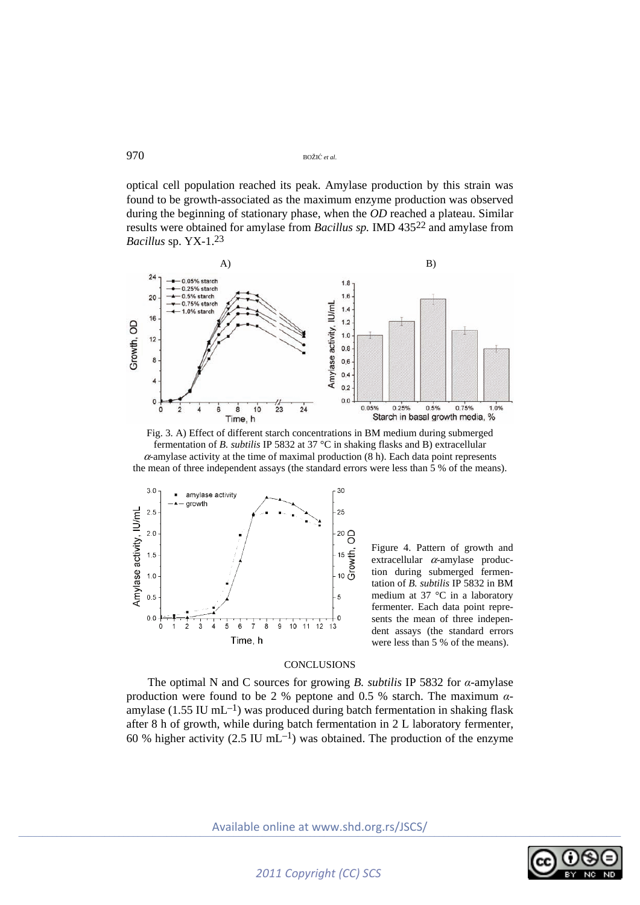optical cell population reached its peak. Amylase production by this strain was found to be growth-associated as the maximum enzyme production was observed during the beginning of stationary phase, when the *OD* reached a plateau. Similar results were obtained for amylase from *Bacillus sp.* IMD 435[22] and amylase from *Bacillus* sp. YX-1.[23]

Fig. 3. A) Effect of different starch concentrations in BM medium during submerged fermentation of *B. subtilis* IP 5832 at 37 °C in shaking flasks and B) extracellular $\alpha$-amylase activity at the time of maximal production (8 h). Each data point represents the mean of three independent assays (the standard errors were less than 5 % of the means).

Figure 4. Pattern of growth and extracellular $\alpha$-amylase production during submerged fermentation of *B. subtilis* IP 5832 in BM medium at 37 °C in a laboratory fermenter. Each data point represents the mean of three independent assays (the standard errors were less than 5 % of the means).

## CONCLUSIONS

The optimal N and C sources for growing *B. subtilis* IP 5832 for $\alpha$-amylase production were found to be 2 % peptone and 0.5 % starch. The maximum $\alpha$-amylase (1.55 IU $mL^{-1}$) was produced during batch fermentation in shaking flask after 8 h of growth, while during batch fermentation in 2 L laboratory fermenter, 60 % higher activity (2.5 IU $mL^{-1}$) was obtained. The production of the enzyme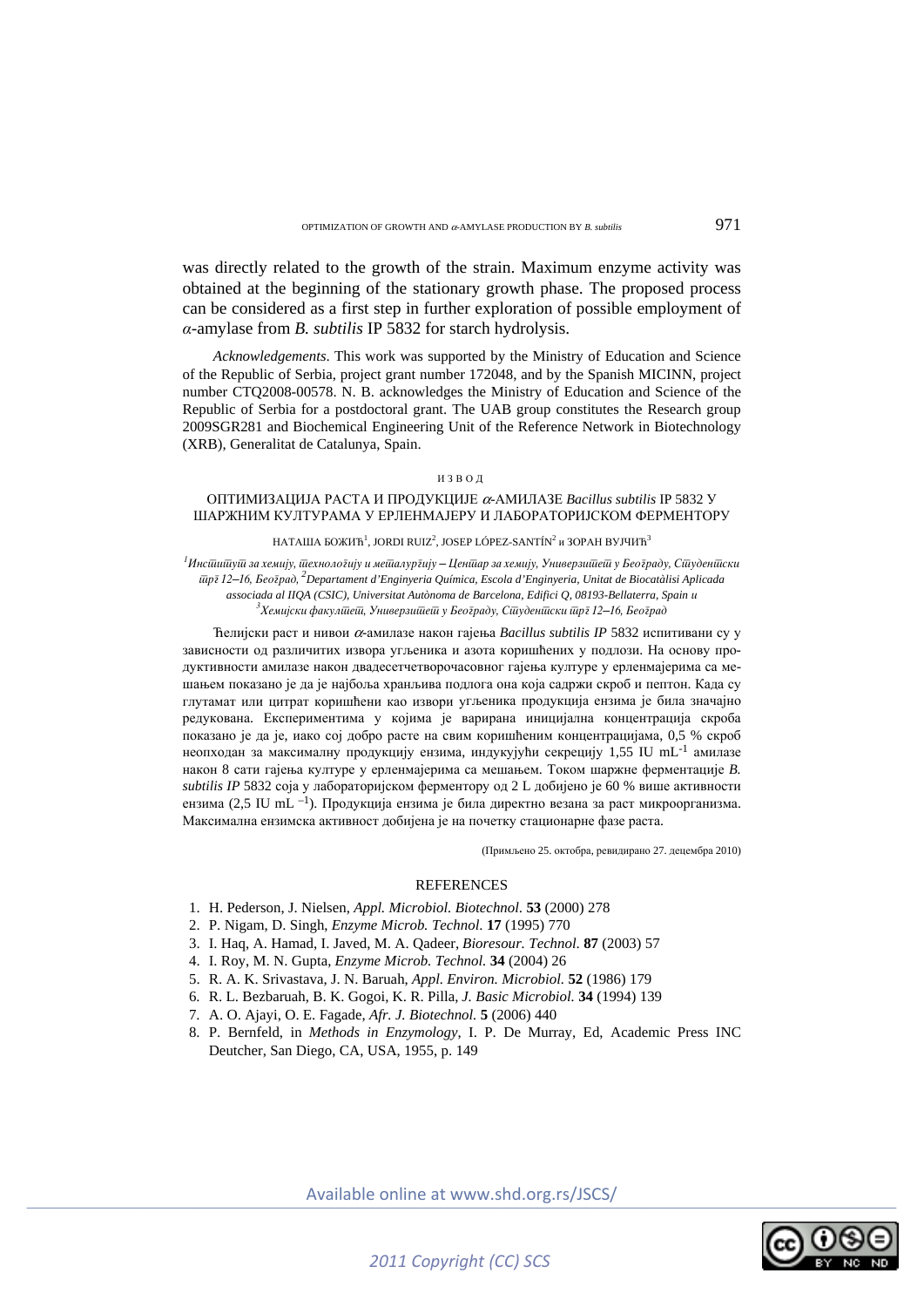was directly related to the growth of the strain. Maximum enzyme activity was obtained at the beginning of the stationary growth phase. The proposed process can be considered as a first step in further exploration of possible employment of $\alpha$-amylase from *B. subtilis* IP 5832 for starch hydrolysis.

*Acknowledgements*. This work was supported by the Ministry of Education and Science of the Republic of Serbia, project grant number 172048, and by the Spanish MICINN, project number CTQ2008-00578. N. B. acknowledges the Ministry of Education and Science of the Republic of Serbia for a postdoctoral grant. The UAB group constitutes the Research group 2009SGR281 and Biochemical Engineering Unit of the Reference Network in Biotechnology (XRB), Generalitat de Catalunya, Spain.

ИЗВОД

## ОПТИМИЗАЦИЈА РАСТА И ПРОДУКЦИЈЕ $\alpha$-АМИЛАЗЕ *Bacillus subtilis* IP 5832 У ШАРЖНИМ КУЛТУРАМА У ЕРЛЕНМАЈЕРУ И ЛАБОРАТОРИЈСКОМ ФЕРМЕНТОРУ

НАТАША БОЖИЋ[1], JORDI RUIZ[2], JOSEP LÓPEZ-SANTÍN[2] и ЗОРАН ВУЈЧИЋ[3]

[1]*Институт за хемију, технологију и металургију – Центар за хемију, Универзитет у Београду, Студентски трг 12–16, Београд,* [2]*Departament d'Enginyeria Química, Escola d'Enginyeria, Unitat de Biocatàlisi Aplicada associada al IIQA (CSIC), Universitat Autònoma de Barcelona, Edifici Q, 08193-Bellaterra, Spain и* [3]*Хемијски факултет, Универзитет у Београду, Студентски трг 12–16, Београд*

Ћелијски раст и нивои $\alpha$-амилазе након гајења *Bacillus subtilis IP* 5832 испитивани су у зависности од различитих извора угљеника и азота коришћених у подлози. На основу продуктивности амилазе након двадесетчетворочасовног гајења културе у ерленмајерима са мешањем показано је да је најбоља хранљива подлога она која садржи скроб и пептон. Када су глутамат или цитрат коришћени као извори угљеника продукција ензима је била значајно редукована. Експериментима у којима је варирана иницијална концентрација скроба показано је да је, иако сој добро расте на свим коришћеним концентрацијама, 0,5 % скроб неопходан за максималну продукцију ензима, индукујући секрецију 1,55 IU mL$^{-1}$ амилазе након 8 сати гајења културе у ерленмајерима са мешањем. Током шаржне ферментације *B. subtilis IP* 5832 соја у лабораторијском ферментору од 2 L добијено је 60 % више активности ензима (2,5 IU mL $^{-1}$). Продукција ензима је била директно везана за раст микроорганизма. Максимална ензимска активност добијена је на почетку стационарне фазе раста.

(Примљено 25. октобра, ревидирано 27. децембра 2010)

## REFERENCES

1. H. Pederson, J. Nielsen, *Appl. Microbiol. Biotechnol.* **53** (2000) 278
2. P. Nigam, D. Singh, *Enzyme Microb. Technol.* **17** (1995) 770
3. I. Haq, A. Hamad, I. Javed, M. A. Qadeer, *Bioresour. Technol.* **87** (2003) 57
4. I. Roy, M. N. Gupta, *Enzyme Microb. Technol.* **34** (2004) 26
5. R. A. K. Srivastava, J. N. Baruah, *Appl. Environ. Microbiol.* **52** (1986) 179
6. R. L. Bezbaruah, B. K. Gogoi, K. R. Pilla, *J. Basic Microbiol.* **34** (1994) 139
7. A. O. Ajayi, O. E. Fagade, *Afr. J. Biotechnol.* **5** (2006) 440
8. P. Bernfeld, in *Methods in Enzymology*, I. P. De Murray, Ed, Academic Press INC Deutcher, San Diego, CA, USA, 1955, p. 149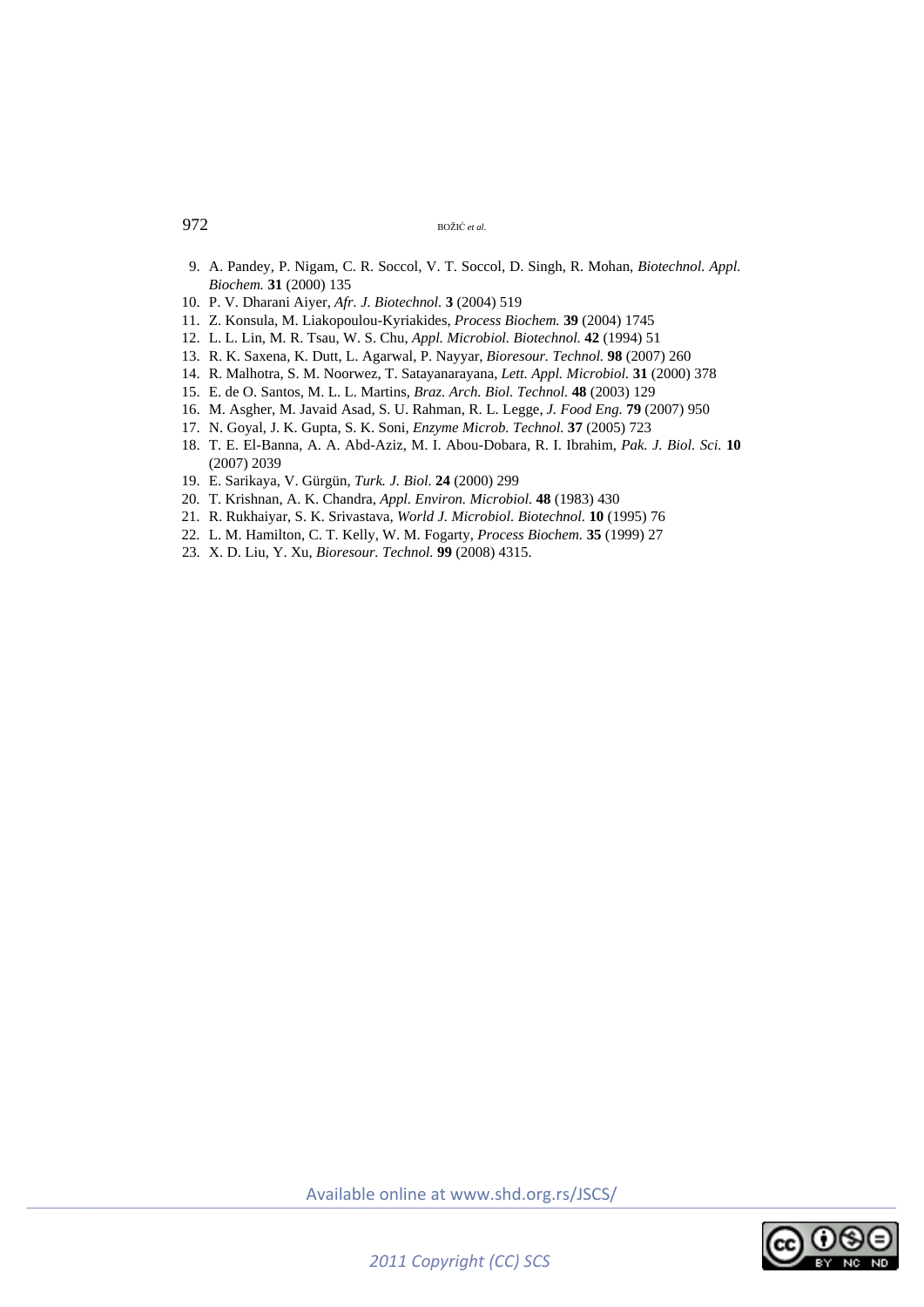9. A. Pandey, P. Nigam, C. R. Soccol, V. T. Soccol, D. Singh, R. Mohan, *Biotechnol. Appl. Biochem.* **31** (2000) 135
10. P. V. Dharani Aiyer, *Afr. J. Biotechnol.* **3** (2004) 519
11. Z. Konsula, M. Liakopoulou-Kyriakides, *Process Biochem.* **39** (2004) 1745
12. L. L. Lin, M. R. Tsau, W. S. Chu, *Appl. Microbiol. Biotechnol.* **42** (1994) 51
13. R. K. Saxena, K. Dutt, L. Agarwal, P. Nayyar, *Bioresour. Technol.* **98** (2007) 260
14. R. Malhotra, S. M. Noorwez, T. Satayanarayana, *Lett. Appl. Microbiol.* **31** (2000) 378
15. E. de O. Santos, M. L. L. Martins, *Braz. Arch. Biol. Technol.* **48** (2003) 129
16. M. Asgher, M. Javaid Asad, S. U. Rahman, R. L. Legge, *J. Food Eng.* **79** (2007) 950
17. N. Goyal, J. K. Gupta, S. K. Soni, *Enzyme Microb. Technol.* **37** (2005) 723
18. T. E. El-Banna, A. A. Abd-Aziz, M. I. Abou-Dobara, R. I. Ibrahim, *Pak. J. Biol. Sci.* **10** (2007) 2039
19. E. Sarikaya, V. Gürgün, *Turk. J. Biol.* **24** (2000) 299
20. T. Krishnan, A. K. Chandra, *Appl. Environ. Microbiol.* **48** (1983) 430
21. R. Rukhaiyar, S. K. Srivastava, *World J. Microbiol. Biotechnol.* **10** (1995) 76
22. L. M. Hamilton, C. T. Kelly, W. M. Fogarty, *Process Biochem.* **35** (1999) 27
23. X. D. Liu, Y. Xu, *Bioresour. Technol.* **99** (2008) 4315.